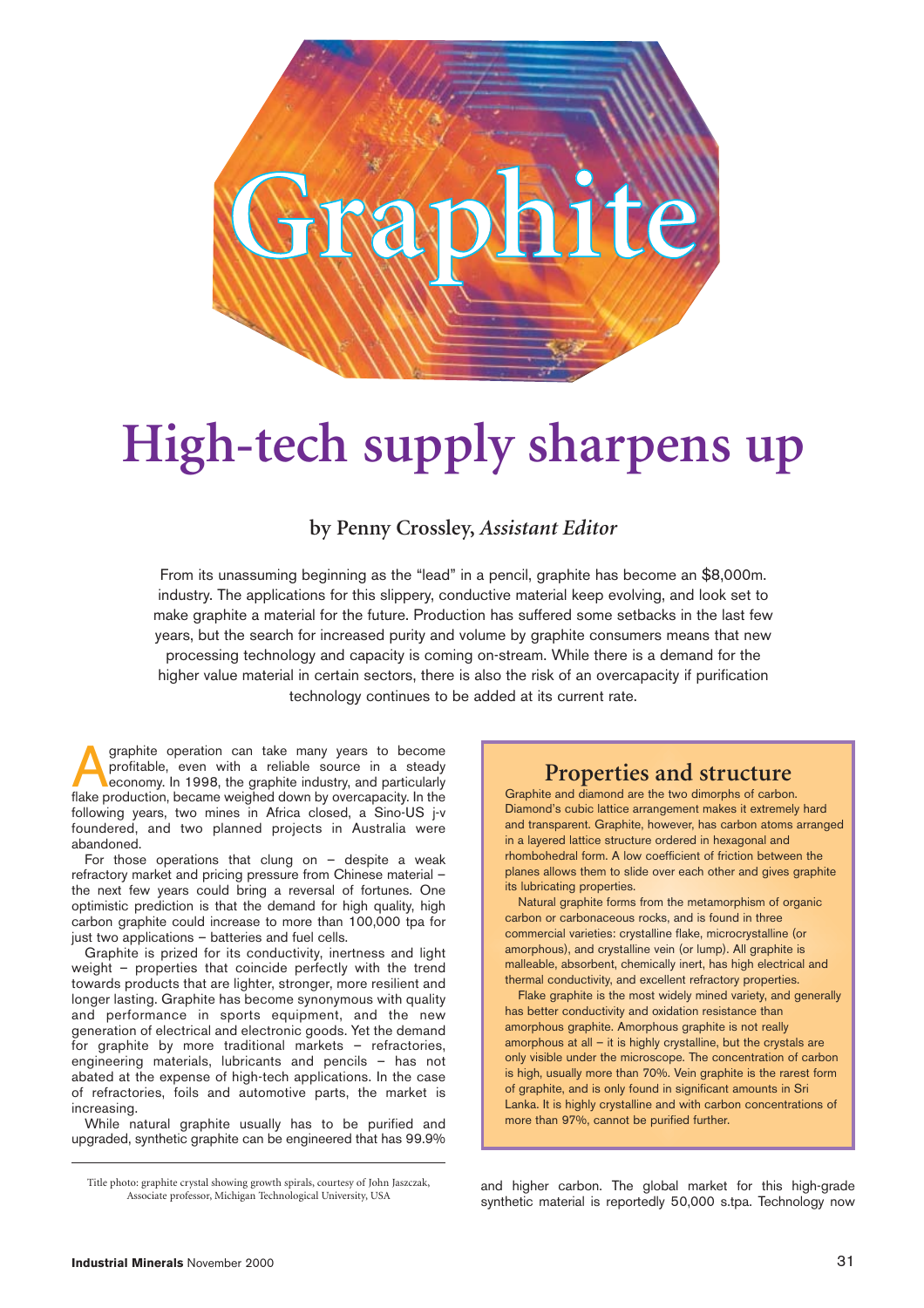# Graphite

# High-tech supply sharpens up

by Penny Crossley, *Assistant Editor*

From its unassuming beginning as the "lead" in a pencil, graphite has become an $8,000m. industry. The applications for this slippery, conductive material keep evolving, and look set to make graphite a material for the future. Production has suffered some setbacks in the last few years, but the search for increased purity and volume by graphite consumers means that new processing technology and capacity is coming on-stream. While there is a demand for the higher value material in certain sectors, there is also the risk of an overcapacity if purification technology continues to be added at its current rate.

A graphite operation can take many years to become profitable, even with a reliable source in a steady economy. In 1998, the graphite industry, and particularly flake production, became weighed down by overcapacity. In the following years, two mines in Africa closed, a Sino-US j-v foundered, and two planned projects in Australia were abandoned.

For those operations that clung on – despite a weak refractory market and pricing pressure from Chinese material – the next few years could bring a reversal of fortunes. One optimistic prediction is that the demand for high quality, high carbon graphite could increase to more than 100,000 tpa for just two applications – batteries and fuel cells.

Graphite is prized for its conductivity, inertness and light weight – properties that coincide perfectly with the trend towards products that are lighter, stronger, more resilient and longer lasting. Graphite has become synonymous with quality and performance in sports equipment, and the new generation of electrical and electronic goods. Yet the demand for graphite by more traditional markets – refractories, engineering materials, lubricants and pencils – has not abated at the expense of high-tech applications. In the case of refractories, foils and automotive parts, the market is increasing.

While natural graphite usually has to be purified and upgraded, synthetic graphite can be engineered that has 99.9% and higher carbon. The global market for this high-grade synthetic material is reportedly 50,000 s.tpa. Technology now

Title photo: graphite crystal showing growth spirals, courtesy of John Jaszczak, Associate professor, Michigan Technological University, USA

## Properties and structure

Graphite and diamond are the two dimorphs of carbon. Diamond's cubic lattice arrangement makes it extremely hard and transparent. Graphite, however, has carbon atoms arranged in a layered lattice structure ordered in hexagonal and rhombohedral form. A low coefficient of friction between the planes allows them to slide over each other and gives graphite its lubricating properties.

Natural graphite forms from the metamorphism of organic carbon or carbonaceous rocks, and is found in three commercial varieties: crystalline flake, microcrystalline (or amorphous), and crystalline vein (or lump). All graphite is malleable, absorbent, chemically inert, has high electrical and thermal conductivity, and excellent refractory properties.

Flake graphite is the most widely mined variety, and generally has better conductivity and oxidation resistance than amorphous graphite. Amorphous graphite is not really amorphous at all – it is highly crystalline, but the crystals are only visible under the microscope. The concentration of carbon is high, usually more than 70%. Vein graphite is the rarest form of graphite, and is only found in significant amounts in Sri Lanka. It is highly crystalline and with carbon concentrations of more than 97%, cannot be purified further.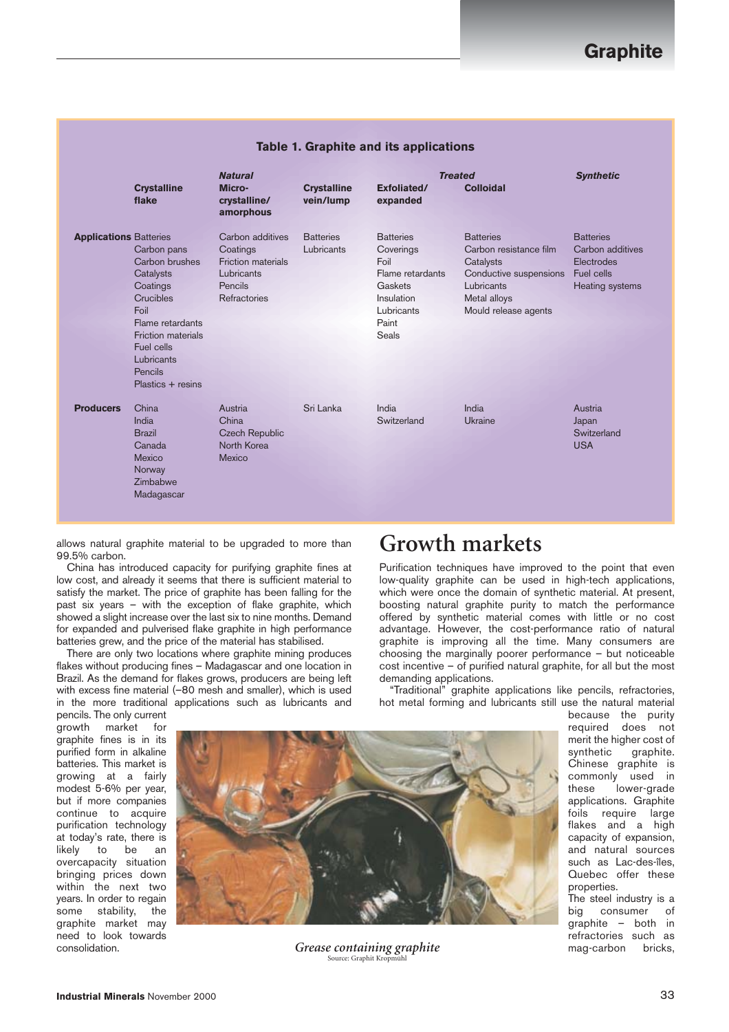**Table 1. Graphite and its applications**

| | Natural | | | Treated | | Synthetic |
|---|---|---|---|---|---|---|
| | **Crystalline flake** | **Micro-crystalline/ amorphous** | **Crystalline vein/lump** | **Exfoliated/ expanded** | **Colloidal** | |
| **Applications** | Batteries<br>Carbon pans<br>Carbon brushes<br>Catalysts<br>Coatings<br>Crucibles<br>Foil<br>Flame retardants<br>Friction materials<br>Fuel cells<br>Lubricants<br>Pencils<br>Plastics + resins | Carbon additives<br>Coatings<br>Friction materials<br>Lubricants<br>Pencils<br>Refractories | Batteries<br>Lubricants | Batteries<br>Coverings<br>Foil<br>Flame retardants<br>Gaskets<br>Insulation<br>Lubricants<br>Paint<br>Seals | Batteries<br>Carbon resistance film<br>Catalysts<br>Conductive suspensions<br>Lubricants<br>Metal alloys<br>Mould release agents | Batteries<br>Carbon additives<br>Electrodes<br>Fuel cells<br>Heating systems |
| **Producers** | China<br>India<br>Brazil<br>Canada<br>Mexico<br>Norway<br>Zimbabwe<br>Madagascar | Austria<br>China<br>Czech Republic<br>North Korea<br>Mexico | Sri Lanka | India<br>Switzerland | India<br>Ukraine | Austria<br>Japan<br>Switzerland<br>USA |

allows natural graphite material to be upgraded to more than 99.5% carbon.

China has introduced capacity for purifying graphite fines at low cost, and already it seems that there is sufficient material to satisfy the market. The price of graphite has been falling for the past six years – with the exception of flake graphite, which showed a slight increase over the last six to nine months. Demand for expanded and pulverised flake graphite in high performance batteries grew, and the price of the material has stabilised.

There are only two locations where graphite mining produces flakes without producing fines – Madagascar and one location in Brazil. As the demand for flakes grows, producers are being left with excess fine material (–80 mesh and smaller), which is used in the more traditional applications such as lubricants and pencils. The only current growth market for graphite fines is in its purified form in alkaline batteries. This market is growing at a fairly modest 5-6% per year, but if more companies continue to acquire purification technology at today's rate, there is likely to be an overcapacity situation bringing prices down within the next two years. In order to regain some stability, the graphite market may need to look towards consolidation.

*Grease containing graphite*
Source: Graphit Kropmühl

# Growth markets

Purification techniques have improved to the point that even low-quality graphite can be used in high-tech applications, which were once the domain of synthetic material. At present, boosting natural graphite purity to match the performance offered by synthetic material comes with little or no cost advantage. However, the cost-performance ratio of natural graphite is improving all the time. Many consumers are choosing the marginally poorer performance – but noticeable cost incentive – of purified natural graphite, for all but the most demanding applications.

"Traditional" graphite applications like pencils, refractories, hot metal forming and lubricants still use the natural material because the purity required does not merit the higher cost of synthetic graphite. Chinese graphite is commonly used in these lower-grade applications. Graphite foils require large flakes and a high capacity of expansion, and natural sources such as Lac-des-îles, Quebec offer these properties.

The steel industry is a big consumer of graphite – both in refractories such as mag-carbon bricks,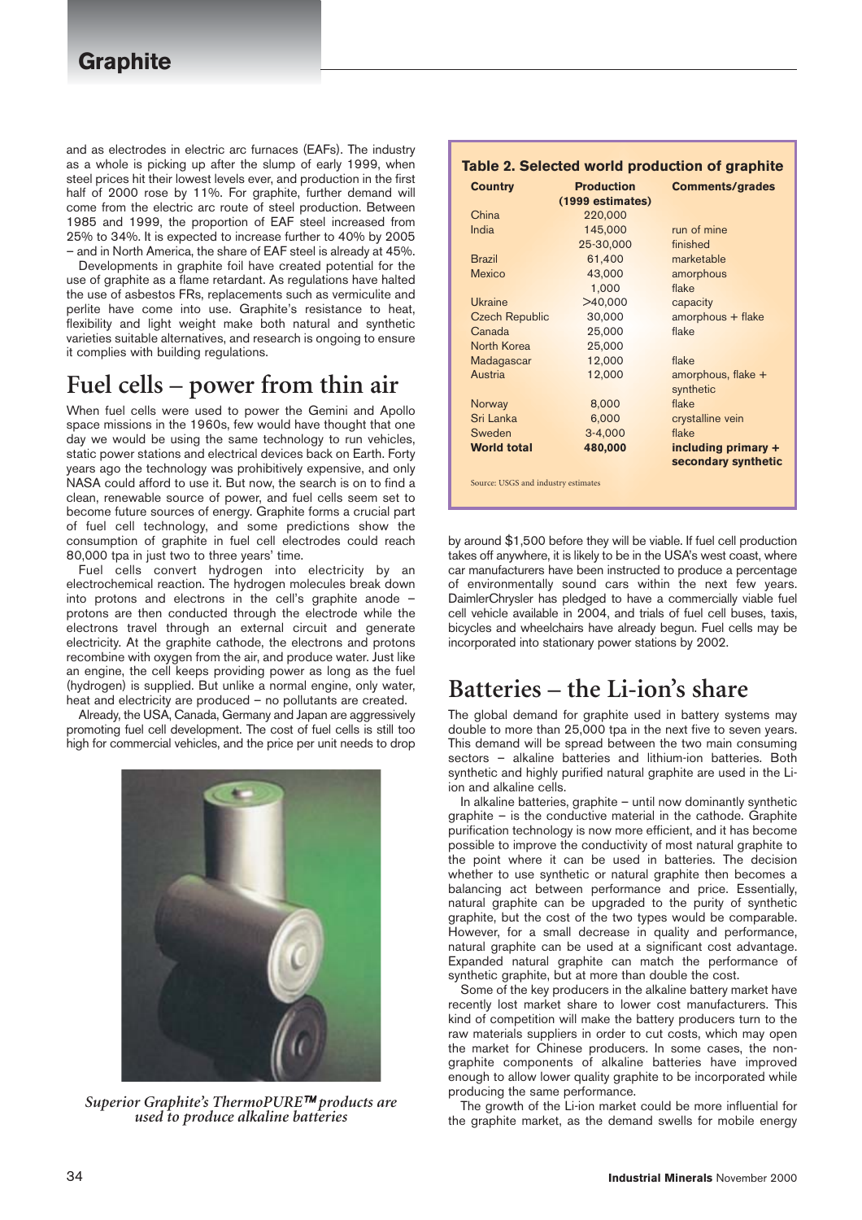and as electrodes in electric arc furnaces (EAFs). The industry as a whole is picking up after the slump of early 1999, when steel prices hit their lowest levels ever, and production in the first half of 2000 rose by 11%. For graphite, further demand will come from the electric arc route of steel production. Between 1985 and 1999, the proportion of EAF steel increased from 25% to 34%. It is expected to increase further to 40% by 2005 – and in North America, the share of EAF steel is already at 45%.

Developments in graphite foil have created potential for the use of graphite as a flame retardant. As regulations have halted the use of asbestos FRs, replacements such as vermiculite and perlite have come into use. Graphite's resistance to heat, flexibility and light weight make both natural and synthetic varieties suitable alternatives, and research is ongoing to ensure it complies with building regulations.

## Fuel cells – power from thin air

When fuel cells were used to power the Gemini and Apollo space missions in the 1960s, few would have thought that one day we would be using the same technology to run vehicles, static power stations and electrical devices back on Earth. Forty years ago the technology was prohibitively expensive, and only NASA could afford to use it. But now, the search is on to find a clean, renewable source of power, and fuel cells seem set to become future sources of energy. Graphite forms a crucial part of fuel cell technology, and some predictions show the consumption of graphite in fuel cell electrodes could reach 80,000 tpa in just two to three years' time.

Fuel cells convert hydrogen into electricity by an electrochemical reaction. The hydrogen molecules break down into protons and electrons in the cell's graphite anode – protons are then conducted through the electrode while the electrons travel through an external circuit and generate electricity. At the graphite cathode, the electrons and protons recombine with oxygen from the air, and produce water. Just like an engine, the cell keeps providing power as long as the fuel (hydrogen) is supplied. But unlike a normal engine, only water, heat and electricity are produced – no pollutants are created.

Already, the USA, Canada, Germany and Japan are aggressively promoting fuel cell development. The cost of fuel cells is still too high for commercial vehicles, and the price per unit needs to drop by around $1,500 before they will be viable. If fuel cell production takes off anywhere, it is likely to be in the USA's west coast, where car manufacturers have been instructed to produce a percentage of environmentally sound cars within the next few years. DaimlerChrysler has pledged to have a commercially viable fuel cell vehicle available in 2004, and trials of fuel cell buses, taxis, bicycles and wheelchairs have already begun. Fuel cells may be incorporated into stationary power stations by 2002.

*Superior Graphite's ThermoPURE™ products are used to produce alkaline batteries*

**Table 2. Selected world production of graphite**

| Country | Production (1999 estimates) | Comments/grades |
|---|---|---|
| China | 220,000 | |
| India | 145,000 | run of mine |
| | 25-30,000 | finished |
| Brazil | 61,400 | marketable |
| Mexico | 43,000 | amorphous |
| | 1,000 | flake |
| Ukraine | >40,000 | capacity |
| Czech Republic | 30,000 | amorphous + flake |
| Canada | 25,000 | flake |
| North Korea | 25,000 | |
| Madagascar | 12,000 | flake |
| Austria | 12,000 | amorphous, flake + synthetic |
| Norway | 8,000 | flake |
| Sri Lanka | 6,000 | crystalline vein |
| Sweden | 3-4,000 | flake |
| **World total** | **480,000** | **including primary + secondary synthetic** |

Source: USGS and industry estimates

## Batteries – the Li-ion's share

The global demand for graphite used in battery systems may double to more than 25,000 tpa in the next five to seven years. This demand will be spread between the two main consuming sectors – alkaline batteries and lithium-ion batteries. Both synthetic and highly purified natural graphite are used in the Li-ion and alkaline cells.

In alkaline batteries, graphite – until now dominantly synthetic graphite – is the conductive material in the cathode. Graphite purification technology is now more efficient, and it has become possible to improve the conductivity of most natural graphite to the point where it can be used in batteries. The decision whether to use synthetic or natural graphite then becomes a balancing act between performance and price. Essentially, natural graphite can be upgraded to the purity of synthetic graphite, but the cost of the two types would be comparable. However, for a small decrease in quality and performance, natural graphite can be used at a significant cost advantage. Expanded natural graphite can match the performance of synthetic graphite, but at more than double the cost.

Some of the key producers in the alkaline battery market have recently lost market share to lower cost manufacturers. This kind of competition will make the battery producers turn to the raw materials suppliers in order to cut costs, which may open the market for Chinese producers. In some cases, the non-graphite components of alkaline batteries have improved enough to allow lower quality graphite to be incorporated while producing the same performance.

The growth of the Li-ion market could be more influential for the graphite market, as the demand swells for mobile energy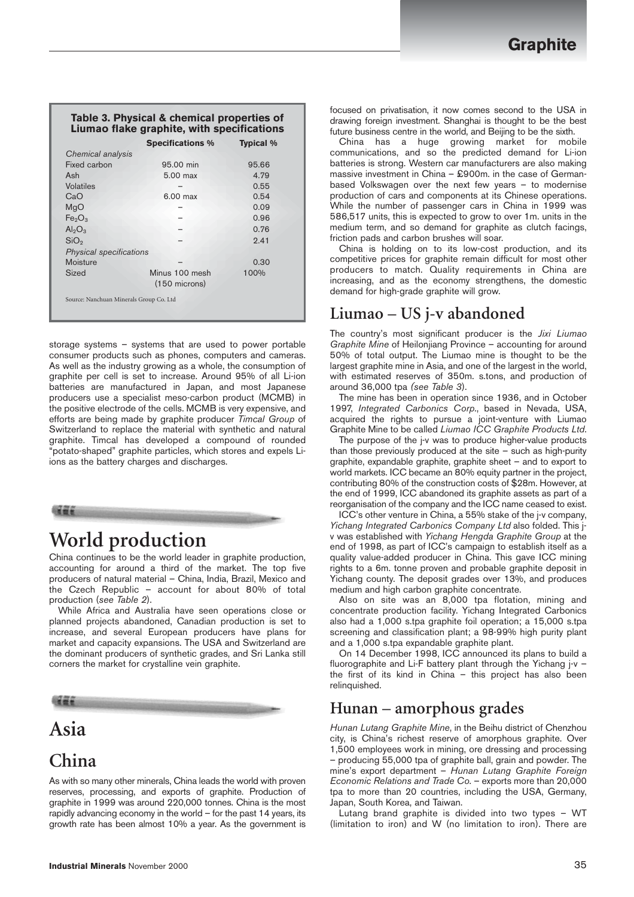**Table 3. Physical & chemical properties of Liumao flake graphite, with specifications**

| | Specifications % | Typical % |
|---|---|---|
| *Chemical analysis* | | |
| Fixed carbon | 95.00 min | 95.66 |
| Ash | 5.00 max | 4.79 |
| Volatiles | – | 0.55 |
| CaO | 6.00 max | 0.54 |
| MgO | – | 0.09 |
| $Fe_2O_3$ | – | 0.96 |
| $Al_2O_3$ | – | 0.76 |
| $SiO_2$ | – | 2.41 |
| *Physical specifications* | | |
| Moisture | – | 0.30 |
| Sized | Minus 100 mesh (150 microns) | 100% |

Source: Nanchuan Minerals Group Co. Ltd

storage systems – systems that are used to power portable consumer products such as phones, computers and cameras. As well as the industry growing as a whole, the consumption of graphite per cell is set to increase. Around 95% of all Li-ion batteries are manufactured in Japan, and most Japanese producers use a specialist meso-carbon product (MCMB) in the positive electrode of the cells. MCMB is very expensive, and efforts are being made by graphite producer *Timcal Group* of Switzerland to replace the material with synthetic and natural graphite. Timcal has developed a compound of rounded "potato-shaped" graphite particles, which stores and expels Li-ions as the battery charges and discharges.

# World production

China continues to be the world leader in graphite production, accounting for around a third of the market. The top five producers of natural material – China, India, Brazil, Mexico and the Czech Republic – account for about 80% of total production (*see Table 2*).

While Africa and Australia have seen operations close or planned projects abandoned, Canadian production is set to increase, and several European producers have plans for market and capacity expansions. The USA and Switzerland are the dominant producers of synthetic grades, and Sri Lanka still corners the market for crystalline vein graphite.

# Asia

## China

As with so many other minerals, China leads the world with proven reserves, processing, and exports of graphite. Production of graphite in 1999 was around 220,000 tonnes. China is the most rapidly advancing economy in the world – for the past 14 years, its growth rate has been almost 10% a year. As the government is focused on privatisation, it now comes second to the USA in drawing foreign investment. Shanghai is thought to be the best future business centre in the world, and Beijing to be the sixth.

China has a huge growing market for mobile communications, and so the predicted demand for Li-ion batteries is strong. Western car manufacturers are also making massive investment in China – £900m. in the case of German-based Volkswagen over the next few years – to modernise production of cars and components at its Chinese operations. While the number of passenger cars in China in 1999 was 586,517 units, this is expected to grow to over 1m. units in the medium term, and so demand for graphite as clutch facings, friction pads and carbon brushes will soar.

China is holding on to its low-cost production, and its competitive prices for graphite remain difficult for most other producers to match. Quality requirements in China are increasing, and as the economy strengthens, the domestic demand for high-grade graphite will grow.

## Liumao – US j-v abandoned

The country's most significant producer is the *Jixi Liumao Graphite Mine* of Heilonjiang Province – accounting for around 50% of total output. The Liumao mine is thought to be the largest graphite mine in Asia, and one of the largest in the world, with estimated reserves of 350m. s.tons, and production of around 36,000 tpa *(see Table 3)*.

The mine has been in operation since 1936, and in October 1997, *Integrated Carbonics Corp.*, based in Nevada, USA, acquired the rights to pursue a joint-venture with Liumao Graphite Mine to be called *Liumao ICC Graphite Products Ltd.*

The purpose of the j-v was to produce higher-value products than those previously produced at the site – such as high-purity graphite, expandable graphite, graphite sheet – and to export to world markets. ICC became an 80% equity partner in the project, contributing 80% of the construction costs of $28m. However, at the end of 1999, ICC abandoned its graphite assets as part of a reorganisation of the company and the ICC name ceased to exist.

ICC's other venture in China, a 55% stake of the j-v company, *Yichang Integrated Carbonics Company Ltd* also folded. This j-v was established with *Yichang Hengda Graphite Group* at the end of 1998, as part of ICC's campaign to establish itself as a quality value-added producer in China. This gave ICC mining rights to a 6m. tonne proven and probable graphite deposit in Yichang county. The deposit grades over 13%, and produces medium and high carbon graphite concentrate.

Also on site was an 8,000 tpa flotation, mining and concentrate production facility. Yichang Integrated Carbonics also had a 1,000 s.tpa graphite foil operation; a 15,000 s.tpa screening and classification plant; a 98-99% high purity plant and a 1,000 s.tpa expandable graphite plant.

On 14 December 1998, ICC announced its plans to build a fluorographite and Li-F battery plant through the Yichang j-v – the first of its kind in China – this project has also been relinquished.

## Hunan – amorphous grades

*Hunan Lutang Graphite Mine*, in the Beihu district of Chenzhou city, is China's richest reserve of amorphous graphite. Over 1,500 employees work in mining, ore dressing and processing – producing 55,000 tpa of graphite ball, grain and powder. The mine's export department – *Hunan Lutang Graphite Foreign Economic Relations and Trade Co.* – exports more than 20,000 tpa to more than 20 countries, including the USA, Germany, Japan, South Korea, and Taiwan.

Lutang brand graphite is divided into two types – WT (limitation to iron) and W (no limitation to iron). There are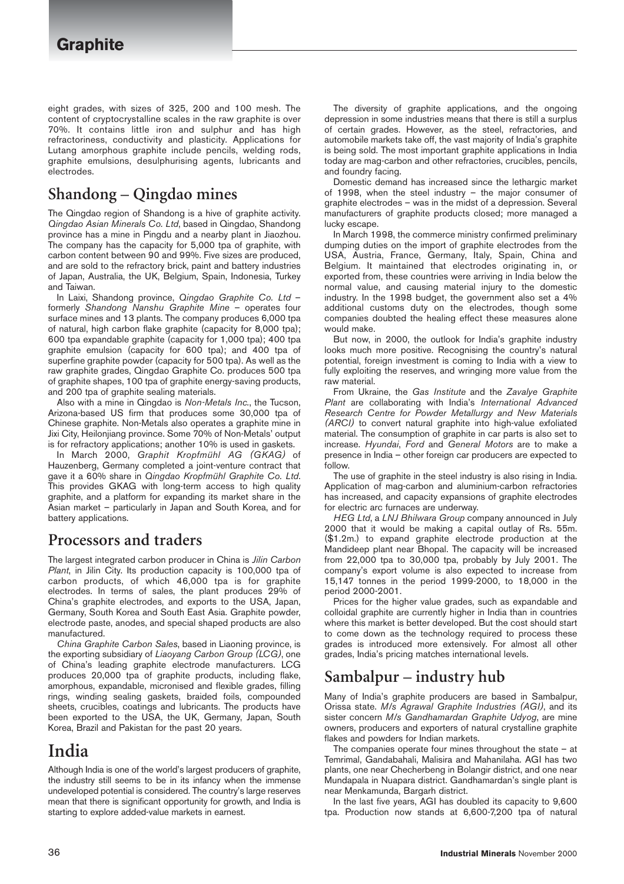eight grades, with sizes of 325, 200 and 100 mesh. The content of cryptocrystalline scales in the raw graphite is over 70%. It contains little iron and sulphur and has high refractoriness, conductivity and plasticity. Applications for Lutang amorphous graphite include pencils, welding rods, graphite emulsions, desulphurising agents, lubricants and electrodes.

## Shandong – Qingdao mines

The Qingdao region of Shandong is a hive of graphite activity. *Qingdao Asian Minerals Co. Ltd*, based in Qingdao, Shandong province has a mine in Pingdu and a nearby plant in Jiaozhou. The company has the capacity for 5,000 tpa of graphite, with carbon content between 90 and 99%. Five sizes are produced, and are sold to the refractory brick, paint and battery industries of Japan, Australia, the UK, Belgium, Spain, Indonesia, Turkey and Taiwan.

In Laixi, Shandong province, *Qingdao Graphite Co. Ltd* – formerly *Shandong Nanshu Graphite Mine* – operates four surface mines and 13 plants. The company produces 6,000 tpa of natural, high carbon flake graphite (capacity for 8,000 tpa); 600 tpa expandable graphite (capacity for 1,000 tpa); 400 tpa graphite emulsion (capacity for 600 tpa); and 400 tpa of superfine graphite powder (capacity for 500 tpa). As well as the raw graphite grades, Qingdao Graphite Co. produces 500 tpa of graphite shapes, 100 tpa of graphite energy-saving products, and 200 tpa of graphite sealing materials.

Also with a mine in Qingdao is *Non-Metals Inc.*, the Tucson, Arizona-based US firm that produces some 30,000 tpa of Chinese graphite. Non-Metals also operates a graphite mine in Jixi City, Heilonjiang province. Some 70% of Non-Metals' output is for refractory applications; another 10% is used in gaskets.

In March 2000, *Graphit Kropfmühl AG (GKAG)* of Hauzenberg, Germany completed a joint-venture contract that gave it a 60% share in *Qingdao Kropfmühl Graphite Co. Ltd*. This provides GKAG with long-term access to high quality graphite, and a platform for expanding its market share in the Asian market – particularly in Japan and South Korea, and for battery applications.

## Processors and traders

The largest integrated carbon producer in China is *Jilin Carbon Plant*, in Jilin City. Its production capacity is 100,000 tpa of carbon products, of which 46,000 tpa is for graphite electrodes. In terms of sales, the plant produces 29% of China's graphite electrodes, and exports to the USA, Japan, Germany, South Korea and South East Asia. Graphite powder, electrode paste, anodes, and special shaped products are also manufactured.

*China Graphite Carbon Sales*, based in Liaoning province, is the exporting subsidiary of *Liaoyang Carbon Group (LCG)*, one of China's leading graphite electrode manufacturers. LCG produces 20,000 tpa of graphite products, including flake, amorphous, expandable, micronised and flexible grades, filling rings, winding sealing gaskets, braided foils, compounded sheets, crucibles, coatings and lubricants. The products have been exported to the USA, the UK, Germany, Japan, South Korea, Brazil and Pakistan for the past 20 years.

# India

Although India is one of the world's largest producers of graphite, the industry still seems to be in its infancy when the immense undeveloped potential is considered. The country's large reserves mean that there is significant opportunity for growth, and India is starting to explore added-value markets in earnest.

The diversity of graphite applications, and the ongoing depression in some industries means that there is still a surplus of certain grades. However, as the steel, refractories, and automobile markets take off, the vast majority of India's graphite is being sold. The most important graphite applications in India today are mag-carbon and other refractories, crucibles, pencils, and foundry facing.

Domestic demand has increased since the lethargic market of 1998, when the steel industry – the major consumer of graphite electrodes – was in the midst of a depression. Several manufacturers of graphite products closed; more managed a lucky escape.

In March 1998, the commerce ministry confirmed preliminary dumping duties on the import of graphite electrodes from the USA, Austria, France, Germany, Italy, Spain, China and Belgium. It maintained that electrodes originating in, or exported from, these countries were arriving in India below the normal value, and causing material injury to the domestic industry. In the 1998 budget, the government also set a 4% additional customs duty on the electrodes, though some companies doubted the healing effect these measures alone would make.

But now, in 2000, the outlook for India's graphite industry looks much more positive. Recognising the country's natural potential, foreign investment is coming to India with a view to fully exploiting the reserves, and wringing more value from the raw material.

From Ukraine, the *Gas Institute* and the *Zavalye Graphite Plant* are collaborating with India's *International Advanced Research Centre for Powder Metallurgy and New Materials (ARCI)* to convert natural graphite into high-value exfoliated material. The consumption of graphite in car parts is also set to increase. *Hyundai*, *Ford* and *General Motors* are to make a presence in India – other foreign car producers are expected to follow.

The use of graphite in the steel industry is also rising in India. Application of mag-carbon and aluminium-carbon refractories has increased, and capacity expansions of graphite electrodes for electric arc furnaces are underway.

*HEG Ltd*, a *LNJ Bhilwara Group* company announced in July 2000 that it would be making a capital outlay of Rs. 55m. ($1.2m.) to expand graphite electrode production at the Mandideep plant near Bhopal. The capacity will be increased from 22,000 tpa to 30,000 tpa, probably by July 2001. The company's export volume is also expected to increase from 15,147 tonnes in the period 1999-2000, to 18,000 in the period 2000-2001.

Prices for the higher value grades, such as expandable and colloidal graphite are currently higher in India than in countries where this market is better developed. But the cost should start to come down as the technology required to process these grades is introduced more extensively. For almost all other grades, India's pricing matches international levels.

## Sambalpur – industry hub

Many of India's graphite producers are based in Sambalpur, Orissa state. *M/s Agrawal Graphite Industries (AGI)*, and its sister concern *M/s Gandhamardan Graphite Udyog*, are mine owners, producers and exporters of natural crystalline graphite flakes and powders for Indian markets.

The companies operate four mines throughout the state – at Temrimal, Gandabahali, Malisira and Mahanilaha. AGI has two plants, one near Checherbeng in Bolangir district, and one near Mundapala in Nuapara district. Gandhamardan's single plant is near Menkamunda, Bargarh district.

In the last five years, AGI has doubled its capacity to 9,600 tpa. Production now stands at 6,600-7,200 tpa of natural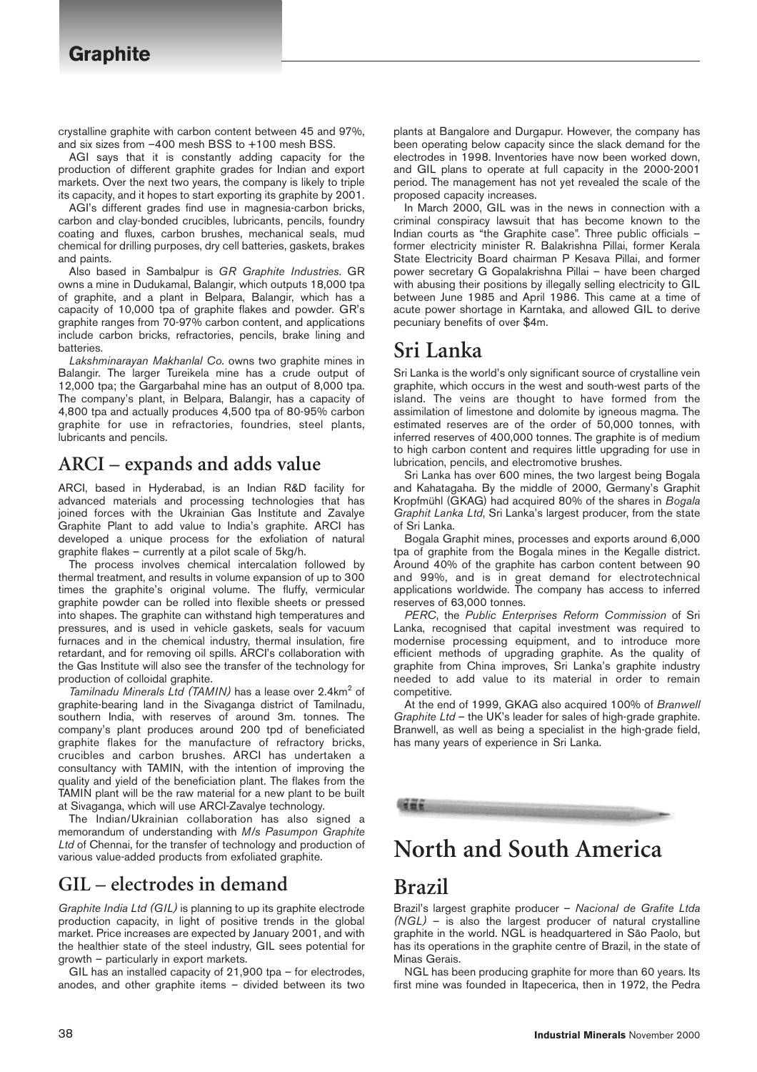crystalline graphite with carbon content between 45 and 97%, and six sizes from –400 mesh BSS to +100 mesh BSS.

AGI says that it is constantly adding capacity for the production of different graphite grades for Indian and export markets. Over the next two years, the company is likely to triple its capacity, and it hopes to start exporting its graphite by 2001.

AGI's different grades find use in magnesia-carbon bricks, carbon and clay-bonded crucibles, lubricants, pencils, foundry coating and fluxes, carbon brushes, mechanical seals, mud chemical for drilling purposes, dry cell batteries, gaskets, brakes and paints.

Also based in Sambalpur is *GR Graphite Industries*. GR owns a mine in Dudukamal, Balangir, which outputs 18,000 tpa of graphite, and a plant in Belpara, Balangir, which has a capacity of 10,000 tpa of graphite flakes and powder. GR's graphite ranges from 70-97% carbon content, and applications include carbon bricks, refractories, pencils, brake lining and batteries.

*Lakshminarayan Makhanlal Co.* owns two graphite mines in Balangir. The larger Tureikela mine has a crude output of 12,000 tpa; the Gargarbahal mine has an output of 8,000 tpa. The company's plant, in Belpara, Balangir, has a capacity of 4,800 tpa and actually produces 4,500 tpa of 80-95% carbon graphite for use in refractories, foundries, steel plants, lubricants and pencils.

## ARCI – expands and adds value

ARCI, based in Hyderabad, is an Indian R&D facility for advanced materials and processing technologies that has joined forces with the Ukrainian Gas Institute and Zavalye Graphite Plant to add value to India's graphite. ARCI has developed a unique process for the exfoliation of natural graphite flakes – currently at a pilot scale of 5kg/h.

The process involves chemical intercalation followed by thermal treatment, and results in volume expansion of up to 300 times the graphite's original volume. The fluffy, vermicular graphite powder can be rolled into flexible sheets or pressed into shapes. The graphite can withstand high temperatures and pressures, and is used in vehicle gaskets, seals for vacuum furnaces and in the chemical industry, thermal insulation, fire retardant, and for removing oil spills. ARCI's collaboration with the Gas Institute will also see the transfer of the technology for production of colloidal graphite.

*Tamilnadu Minerals Ltd (TAMIN)* has a lease over 2.4km$^2$ of graphite-bearing land in the Sivaganga district of Tamilnadu, southern India, with reserves of around 3m. tonnes. The company's plant produces around 200 tpd of beneficiated graphite flakes for the manufacture of refractory bricks, crucibles and carbon brushes. ARCI has undertaken a consultancy with TAMIN, with the intention of improving the quality and yield of the beneficiation plant. The flakes from the TAMIN plant will be the raw material for a new plant to be built at Sivaganga, which will use ARCI-Zavalye technology.

The Indian/Ukrainian collaboration has also signed a memorandum of understanding with *M/s Pasumpon Graphite Ltd* of Chennai, for the transfer of technology and production of various value-added products from exfoliated graphite.

## GIL – electrodes in demand

*Graphite India Ltd (GIL)* is planning to up its graphite electrode production capacity, in light of positive trends in the global market. Price increases are expected by January 2001, and with the healthier state of the steel industry, GIL sees potential for growth – particularly in export markets.

GIL has an installed capacity of 21,900 tpa – for electrodes, anodes, and other graphite items – divided between its two plants at Bangalore and Durgapur. However, the company has been operating below capacity since the slack demand for the electrodes in 1998. Inventories have now been worked down, and GIL plans to operate at full capacity in the 2000-2001 period. The management has not yet revealed the scale of the proposed capacity increases.

In March 2000, GIL was in the news in connection with a criminal conspiracy lawsuit that has become known to the Indian courts as "the Graphite case". Three public officials – former electricity minister R. Balakrishna Pillai, former Kerala State Electricity Board chairman P Kesava Pillai, and former power secretary G Gopalakrishna Pillai – have been charged with abusing their positions by illegally selling electricity to GIL between June 1985 and April 1986. This came at a time of acute power shortage in Karntaka, and allowed GIL to derive pecuniary benefits of over $4m.

## Sri Lanka

Sri Lanka is the world's only significant source of crystalline vein graphite, which occurs in the west and south-west parts of the island. The veins are thought to have formed from the assimilation of limestone and dolomite by igneous magma. The estimated reserves are of the order of 50,000 tonnes, with inferred reserves of 400,000 tonnes. The graphite is of medium to high carbon content and requires little upgrading for use in lubrication, pencils, and electromotive brushes.

Sri Lanka has over 600 mines, the two largest being Bogala and Kahatagaha. By the middle of 2000, Germany's Graphit Kropfmühl (GKAG) had acquired 80% of the shares in *Bogala Graphit Lanka Ltd*, Sri Lanka's largest producer, from the state of Sri Lanka.

Bogala Graphit mines, processes and exports around 6,000 tpa of graphite from the Bogala mines in the Kegalle district. Around 40% of the graphite has carbon content between 90 and 99%, and is in great demand for electrotechnical applications worldwide. The company has access to inferred reserves of 63,000 tonnes.

*PERC*, the *Public Enterprises Reform Commission* of Sri Lanka, recognised that capital investment was required to modernise processing equipment, and to introduce more efficient methods of upgrading graphite. As the quality of graphite from China improves, Sri Lanka's graphite industry needed to add value to its material in order to remain competitive.

At the end of 1999, GKAG also acquired 100% of *Branwell Graphite Ltd* – the UK's leader for sales of high-grade graphite. Branwell, as well as being a specialist in the high-grade field, has many years of experience in Sri Lanka.

# North and South America

## Brazil

Brazil's largest graphite producer – *Nacional de Grafite Ltda (NGL)* – is also the largest producer of natural crystalline graphite in the world. NGL is headquartered in São Paolo, but has its operations in the graphite centre of Brazil, in the state of Minas Gerais.

NGL has been producing graphite for more than 60 years. Its first mine was founded in Itapecerica, then in 1972, the Pedra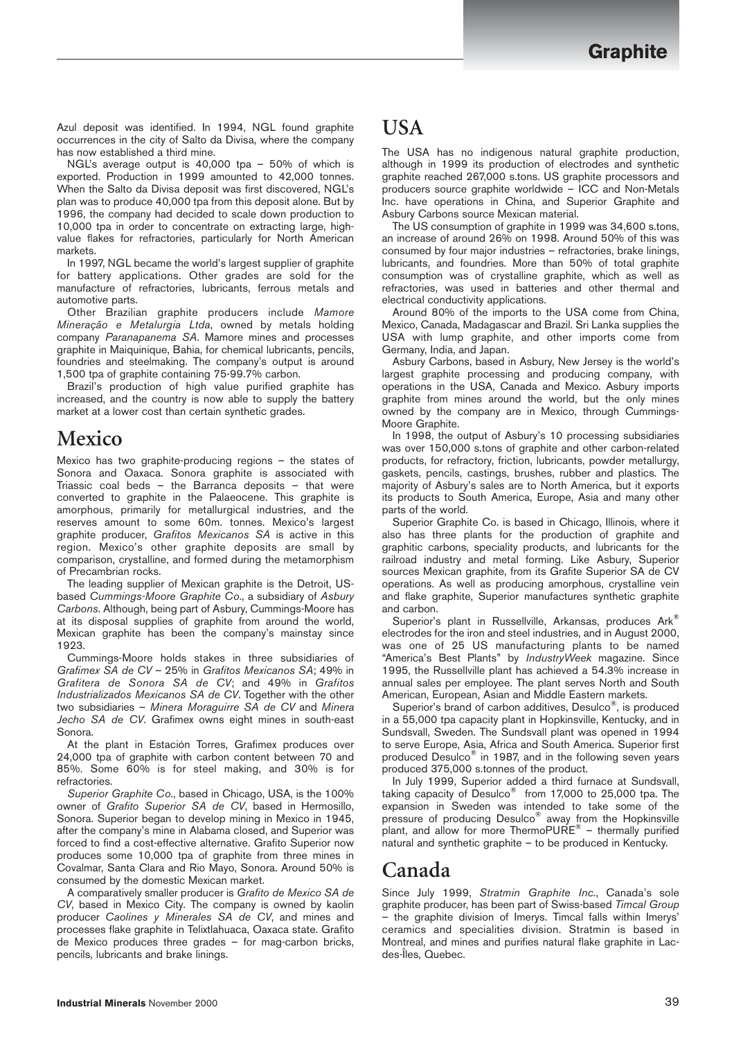Azul deposit was identified. In 1994, NGL found graphite occurrences in the city of Salto da Divisa, where the company has now established a third mine.

NGL's average output is 40,000 tpa – 50% of which is exported. Production in 1999 amounted to 42,000 tonnes. When the Salto da Divisa deposit was first discovered, NGL's plan was to produce 40,000 tpa from this deposit alone. But by 1996, the company had decided to scale down production to 10,000 tpa in order to concentrate on extracting large, high-value flakes for refractories, particularly for North American markets.

In 1997, NGL became the world's largest supplier of graphite for battery applications. Other grades are sold for the manufacture of refractories, lubricants, ferrous metals and automotive parts.

Other Brazilian graphite producers include *Mamore Mineração e Metalurgia Ltda*, owned by metals holding company *Paranapanema SA*. Mamore mines and processes graphite in Maiquinique, Bahia, for chemical lubricants, pencils, foundries and steelmaking. The company's output is around 1,500 tpa of graphite containing 75-99.7% carbon.

Brazil's production of high value purified graphite has increased, and the country is now able to supply the battery market at a lower cost than certain synthetic grades.

## Mexico

Mexico has two graphite-producing regions – the states of Sonora and Oaxaca. Sonora graphite is associated with Triassic coal beds – the Barranca deposits – that were converted to graphite in the Palaeocene. This graphite is amorphous, primarily for metallurgical industries, and the reserves amount to some 60m. tonnes. Mexico's largest graphite producer, *Grafitos Mexicanos SA* is active in this region. Mexico's other graphite deposits are small by comparison, crystalline, and formed during the metamorphism of Precambrian rocks.

The leading supplier of Mexican graphite is the Detroit, US-based *Cummings-Moore Graphite Co*., a subsidiary of *Asbury Carbons*. Although, being part of Asbury, Cummings-Moore has at its disposal supplies of graphite from around the world, Mexican graphite has been the company's mainstay since 1923.

Cummings-Moore holds stakes in three subsidiaries of *Grafimex SA de CV* – 25% in *Grafitos Mexicanos SA*; 49% in *Grafitera de Sonora SA de CV*; and 49% in *Grafitos Industrializados Mexicanos SA de CV*. Together with the other two subsidiaries – *Minera Moraguirre SA de CV* and *Minera Jecho SA de CV*. Grafimex owns eight mines in south-east Sonora.

At the plant in Estación Torres, Grafimex produces over 24,000 tpa of graphite with carbon content between 70 and 85%. Some 60% is for steel making, and 30% is for refractories.

*Superior Graphite Co*., based in Chicago, USA, is the 100% owner of *Grafito Superior SA de CV*, based in Hermosillo, Sonora. Superior began to develop mining in Mexico in 1945, after the company's mine in Alabama closed, and Superior was forced to find a cost-effective alternative. Grafito Superior now produces some 10,000 tpa of graphite from three mines in Covalmar, Santa Clara and Rio Mayo, Sonora. Around 50% is consumed by the domestic Mexican market.

A comparatively smaller producer is *Grafito de Mexico SA de CV*, based in Mexico City. The company is owned by kaolin producer *Caolines y Minerales SA de CV*, and mines and processes flake graphite in Telixtlahuaca, Oaxaca state. Grafito de Mexico produces three grades – for mag-carbon bricks, pencils, lubricants and brake linings.

## USA

The USA has no indigenous natural graphite production, although in 1999 its production of electrodes and synthetic graphite reached 267,000 s.tons. US graphite processors and producers source graphite worldwide – ICC and Non-Metals Inc. have operations in China, and Superior Graphite and Asbury Carbons source Mexican material.

The US consumption of graphite in 1999 was 34,600 s.tons, an increase of around 26% on 1998. Around 50% of this was consumed by four major industries – refractories, brake linings, lubricants, and foundries. More than 50% of total graphite consumption was of crystalline graphite, which as well as refractories, was used in batteries and other thermal and electrical conductivity applications.

Around 80% of the imports to the USA come from China, Mexico, Canada, Madagascar and Brazil. Sri Lanka supplies the USA with lump graphite, and other imports come from Germany, India, and Japan.

Asbury Carbons, based in Asbury, New Jersey is the world's largest graphite processing and producing company, with operations in the USA, Canada and Mexico. Asbury imports graphite from mines around the world, but the only mines owned by the company are in Mexico, through Cummings-Moore Graphite.

In 1998, the output of Asbury's 10 processing subsidiaries was over 150,000 s.tons of graphite and other carbon-related products, for refractory, friction, lubricants, powder metallurgy, gaskets, pencils, castings, brushes, rubber and plastics. The majority of Asbury's sales are to North America, but it exports its products to South America, Europe, Asia and many other parts of the world.

Superior Graphite Co. is based in Chicago, Illinois, where it also has three plants for the production of graphite and graphitic carbons, speciality products, and lubricants for the railroad industry and metal forming. Like Asbury, Superior sources Mexican graphite, from its Grafite Superior SA de CV operations. As well as producing amorphous, crystalline vein and flake graphite, Superior manufactures synthetic graphite and carbon.

Superior's plant in Russellville, Arkansas, produces Ark® electrodes for the iron and steel industries, and in August 2000, was one of 25 US manufacturing plants to be named "America's Best Plants" by *IndustryWeek* magazine. Since 1995, the Russellville plant has achieved a 54.3% increase in annual sales per employee. The plant serves North and South American, European, Asian and Middle Eastern markets.

Superior's brand of carbon additives, Desulco®, is produced in a 55,000 tpa capacity plant in Hopkinsville, Kentucky, and in Sundsvall, Sweden. The Sundsvall plant was opened in 1994 to serve Europe, Asia, Africa and South America. Superior first produced Desulco® in 1987, and in the following seven years produced 375,000 s.tonnes of the product.

In July 1999, Superior added a third furnace at Sundsvall, taking capacity of Desulco® from 17,000 to 25,000 tpa. The expansion in Sweden was intended to take some of the pressure of producing Desulco® away from the Hopkinsville plant, and allow for more ThermoPURE® – thermally purified natural and synthetic graphite – to be produced in Kentucky.

## Canada

Since July 1999, *Stratmin Graphite Inc*., Canada's sole graphite producer, has been part of Swiss-based *Timcal Group* – the graphite division of Imerys. Timcal falls within Imerys' ceramics and specialities division. Stratmin is based in Montreal, and mines and purifies natural flake graphite in Lac-des-Îles, Quebec.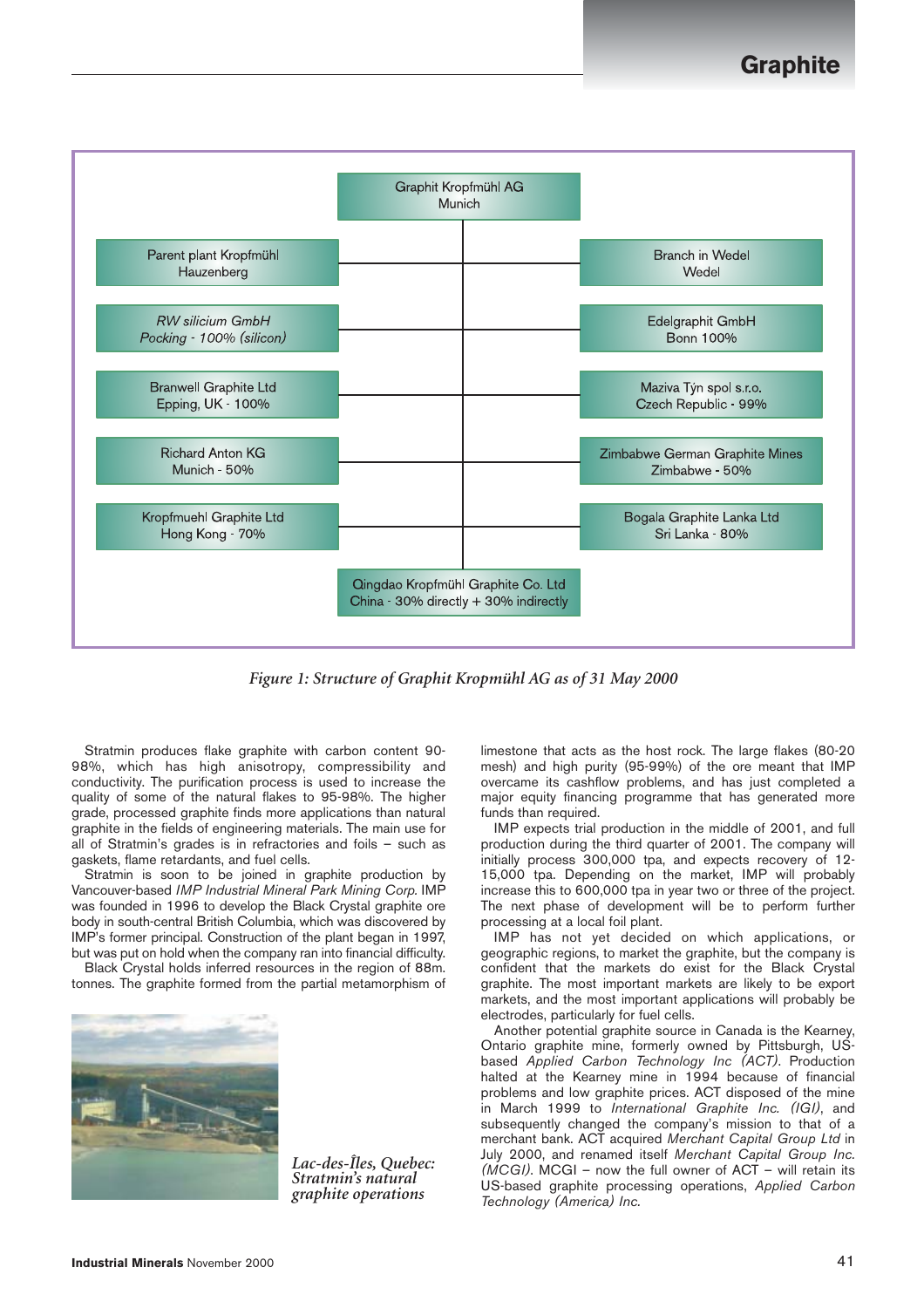Graphit Kropfmühl AG
Munich

Parent plant Kropfmühl
Hauzenberg

Branch in Wedel
Wedel

*RW silicium GmbH*
*Pocking - 100% (silicon)*

Edelgraphit GmbH
Bonn 100%

Branwell Graphite Ltd
Epping, UK - 100%

Maziva Týn spol s.r.o.
Czech Republic - 99%

Richard Anton KG
Munich - 50%

Zimbabwe German Graphite Mines
Zimbabwe - 50%

Kropfmuehl Graphite Ltd
Hong Kong - 70%

Bogala Graphite Lanka Ltd
Sri Lanka - 80%

Qingdao Kropfmühl Graphite Co. Ltd
China - 30% directly + 30% indirectly

*Figure 1: Structure of Graphit Kropmühl AG as of 31 May 2000*

Stratmin produces flake graphite with carbon content 90-98%, which has high anisotropy, compressibility and conductivity. The purification process is used to increase the quality of some of the natural flakes to 95-98%. The higher grade, processed graphite finds more applications than natural graphite in the fields of engineering materials. The main use for all of Stratmin's grades is in refractories and foils – such as gaskets, flame retardants, and fuel cells.

Stratmin is soon to be joined in graphite production by Vancouver-based *IMP Industrial Mineral Park Mining Corp.* IMP was founded in 1996 to develop the Black Crystal graphite ore body in south-central British Columbia, which was discovered by IMP's former principal. Construction of the plant began in 1997, but was put on hold when the company ran into financial difficulty.

Black Crystal holds inferred resources in the region of 88m. tonnes. The graphite formed from the partial metamorphism of limestone that acts as the host rock. The large flakes (80-20 mesh) and high purity (95-99%) of the ore meant that IMP overcame its cashflow problems, and has just completed a major equity financing programme that has generated more funds than required.

IMP expects trial production in the middle of 2001, and full production during the third quarter of 2001. The company will initially process 300,000 tpa, and expects recovery of 12-15,000 tpa. Depending on the market, IMP will probably increase this to 600,000 tpa in year two or three of the project. The next phase of development will be to perform further processing at a local foil plant.

IMP has not yet decided on which applications, or geographic regions, to market the graphite, but the company is confident that the markets do exist for the Black Crystal graphite. The most important markets are likely to be export markets, and the most important applications will probably be electrodes, particularly for fuel cells.

Another potential graphite source in Canada is the Kearney, Ontario graphite mine, formerly owned by Pittsburgh, US-based *Applied Carbon Technology Inc (ACT)*. Production halted at the Kearney mine in 1994 because of financial problems and low graphite prices. ACT disposed of the mine in March 1999 to *International Graphite Inc. (IGI)*, and subsequently changed the company's mission to that of a merchant bank. ACT acquired *Merchant Capital Group Ltd* in July 2000, and renamed itself *Merchant Capital Group Inc. (MCGI)*. MCGI – now the full owner of ACT – will retain its US-based graphite processing operations, *Applied Carbon Technology (America) Inc.*

*Lac-des-Îles, Quebec: Stratmin's natural graphite operations*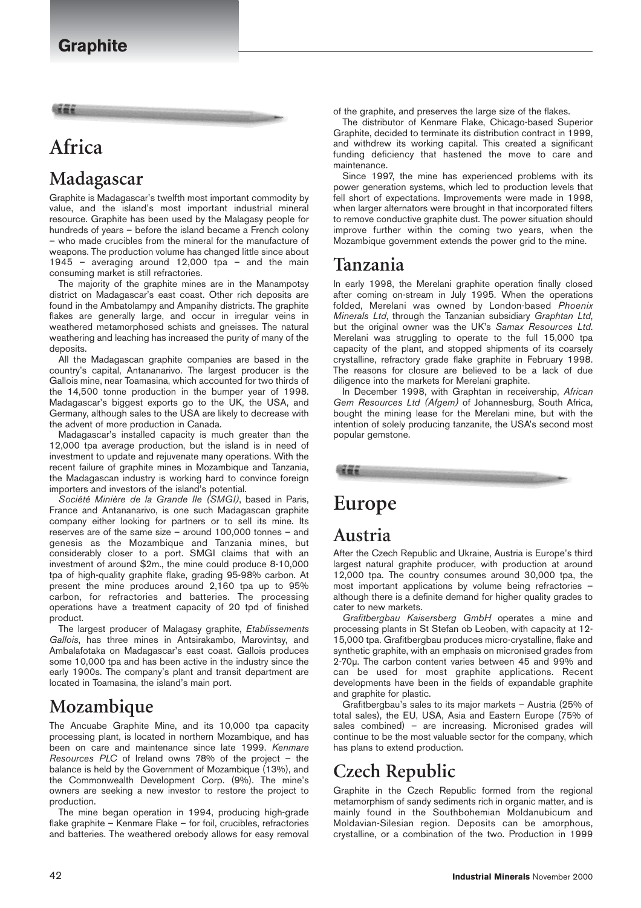# Africa

## Madagascar

Graphite is Madagascar's twelfth most important commodity by value, and the island's most important industrial mineral resource. Graphite has been used by the Malagasy people for hundreds of years – before the island became a French colony – who made crucibles from the mineral for the manufacture of weapons. The production volume has changed little since about 1945 – averaging around 12,000 tpa – and the main consuming market is still refractories.

The majority of the graphite mines are in the Manampotsy district on Madagascar's east coast. Other rich deposits are found in the Ambatolampy and Ampanihy districts. The graphite flakes are generally large, and occur in irregular veins in weathered metamorphosed schists and gneisses. The natural weathering and leaching has increased the purity of many of the deposits.

All the Madagascan graphite companies are based in the country's capital, Antananarivo. The largest producer is the Gallois mine, near Toamasina, which accounted for two thirds of the 14,500 tonne production in the bumper year of 1998. Madagascar's biggest exports go to the UK, the USA, and Germany, although sales to the USA are likely to decrease with the advent of more production in Canada.

Madagascar's installed capacity is much greater than the 12,000 tpa average production, but the island is in need of investment to update and rejuvenate many operations. With the recent failure of graphite mines in Mozambique and Tanzania, the Madagascan industry is working hard to convince foreign importers and investors of the island's potential.

*Société Minière de la Grande Ile (SMGI)*, based in Paris, France and Antananarivo, is one such Madagascan graphite company either looking for partners or to sell its mine. Its reserves are of the same size – around 100,000 tonnes – and genesis as the Mozambique and Tanzania mines, but considerably closer to a port. SMGI claims that with an investment of around $2m., the mine could produce 8-10,000 tpa of high-quality graphite flake, grading 95-98% carbon. At present the mine produces around 2,160 tpa up to 95% carbon, for refractories and batteries. The processing operations have a treatment capacity of 20 tpd of finished product.

The largest producer of Malagasy graphite, *Etablissements Gallois*, has three mines in Antsirakambo, Marovintsy, and Ambalafotaka on Madagascar's east coast. Gallois produces some 10,000 tpa and has been active in the industry since the early 1900s. The company's plant and transit department are located in Toamasina, the island's main port.

## Mozambique

The Ancuabe Graphite Mine, and its 10,000 tpa capacity processing plant, is located in northern Mozambique, and has been on care and maintenance since late 1999. *Kenmare Resources PLC* of Ireland owns 78% of the project – the balance is held by the Government of Mozambique (13%), and the Commonwealth Development Corp. (9%). The mine's owners are seeking a new investor to restore the project to production.

The mine began operation in 1994, producing high-grade flake graphite – Kenmare Flake – for foil, crucibles, refractories and batteries. The weathered orebody allows for easy removal of the graphite, and preserves the large size of the flakes.

The distributor of Kenmare Flake, Chicago-based Superior Graphite, decided to terminate its distribution contract in 1999, and withdrew its working capital. This created a significant funding deficiency that hastened the move to care and maintenance.

Since 1997, the mine has experienced problems with its power generation systems, which led to production levels that fell short of expectations. Improvements were made in 1998, when larger alternators were brought in that incorporated filters to remove conductive graphite dust. The power situation should improve further within the coming two years, when the Mozambique government extends the power grid to the mine.

## Tanzania

In early 1998, the Merelani graphite operation finally closed after coming on-stream in July 1995. When the operations folded, Merelani was owned by London-based *Phoenix Minerals Ltd*, through the Tanzanian subsidiary *Graphtan Ltd*, but the original owner was the UK's *Samax Resources Ltd*. Merelani was struggling to operate to the full 15,000 tpa capacity of the plant, and stopped shipments of its coarsely crystalline, refractory grade flake graphite in February 1998. The reasons for closure are believed to be a lack of due diligence into the markets for Merelani graphite.

In December 1998, with Graphtan in receivership, *African Gem Resources Ltd (Afgem)* of Johannesburg, South Africa, bought the mining lease for the Merelani mine, but with the intention of solely producing tanzanite, the USA's second most popular gemstone.

# Europe

## Austria

After the Czech Republic and Ukraine, Austria is Europe's third largest natural graphite producer, with production at around 12,000 tpa. The country consumes around 30,000 tpa, the most important applications by volume being refractories – although there is a definite demand for higher quality grades to cater to new markets.

*Grafitbergbau Kaisersberg GmbH* operates a mine and processing plants in St Stefan ob Leoben, with capacity at 12-15,000 tpa. Grafitbergbau produces micro-crystalline, flake and synthetic graphite, with an emphasis on micronised grades from 2-70µ. The carbon content varies between 45 and 99% and can be used for most graphite applications. Recent developments have been in the fields of expandable graphite and graphite for plastic.

Grafitbergbau's sales to its major markets – Austria (25% of total sales), the EU, USA, Asia and Eastern Europe (75% of sales combined) – are increasing. Micronised grades will continue to be the most valuable sector for the company, which has plans to extend production.

## Czech Republic

Graphite in the Czech Republic formed from the regional metamorphism of sandy sediments rich in organic matter, and is mainly found in the Southbohemian Moldanubicum and Moldavian-Silesian region. Deposits can be amorphous, crystalline, or a combination of the two. Production in 1999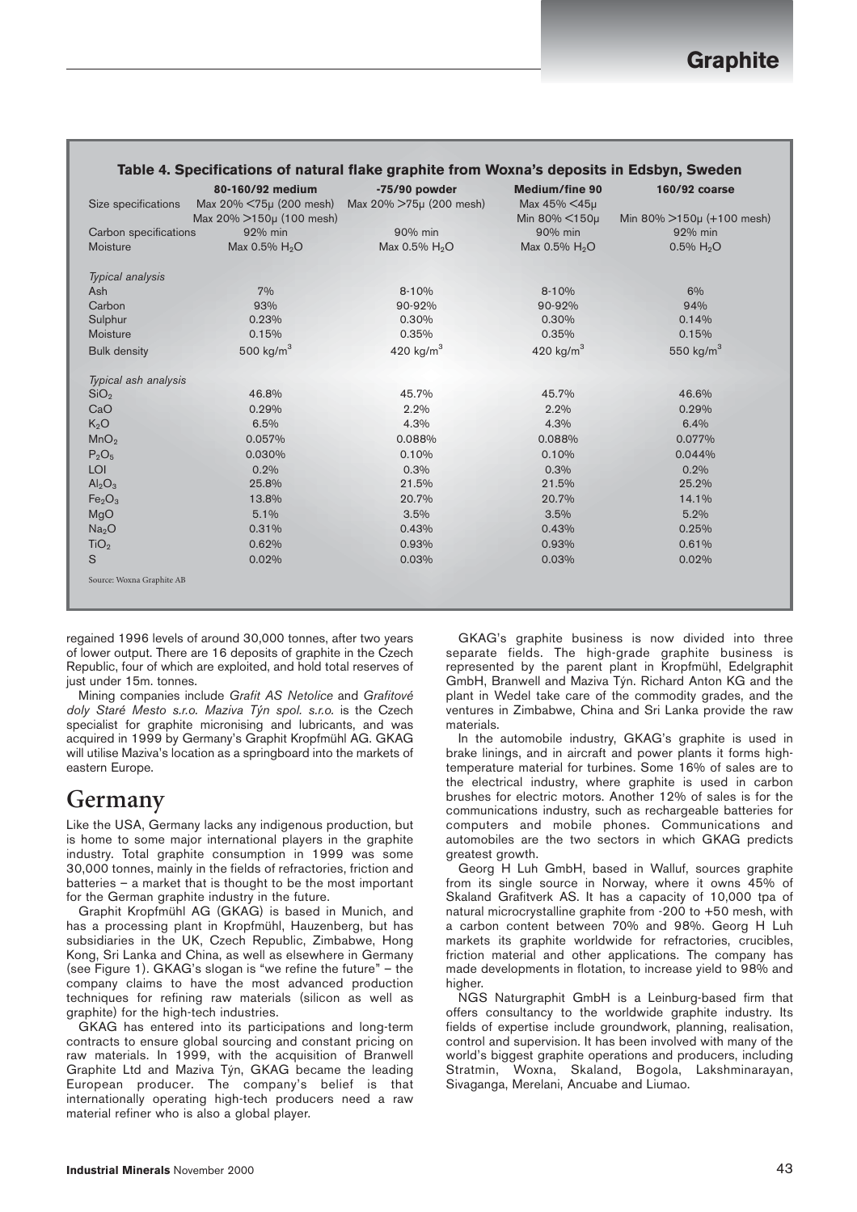**Table 4. Specifications of natural flake graphite from Woxna's deposits in Edsbyn, Sweden**

| | 80-160/92 medium | -75/90 powder | Medium/fine 90 | 160/92 coarse |
|---|---|---|---|---|
| Size specifications | Max 20% <75μ (200 mesh) Max 20% >150μ (100 mesh) | Max 20% >75μ (200 mesh) | Max 45% <45μ Min 80% <150μ | Min 80% >150μ (+100 mesh) |
| Carbon specifications | 92% min | 90% min | 90% min | 92% min |
| Moisture | Max 0.5% $H_2O$ | Max 0.5% $H_2O$ | Max 0.5% $H_2O$ | 0.5% $H_2O$ |
| *Typical analysis* | | | | |
| Ash | 7% | 8-10% | 8-10% | 6% |
| Carbon | 93% | 90-92% | 90-92% | 94% |
| Sulphur | 0.23% | 0.30% | 0.30% | 0.14% |
| Moisture | 0.15% | 0.35% | 0.35% | 0.15% |
| Bulk density | 500 kg/m$^3$ | 420 kg/m$^3$ | 420 kg/m$^3$ | 550 kg/m$^3$ |
| *Typical ash analysis* | | | | |
| $SiO_2$ | 46.8% | 45.7% | 45.7% | 46.6% |
| CaO | 0.29% | 2.2% | 2.2% | 0.29% |
| $K_2O$ | 6.5% | 4.3% | 4.3% | 6.4% |
| $MnO_2$ | 0.057% | 0.088% | 0.088% | 0.077% |
| $P_2O_5$ | 0.030% | 0.10% | 0.10% | 0.044% |
| LOI | 0.2% | 0.3% | 0.3% | 0.2% |
| $Al_2O_3$ | 25.8% | 21.5% | 21.5% | 25.2% |
| $Fe_2O_3$ | 13.8% | 20.7% | 20.7% | 14.1% |
| MgO | 5.1% | 3.5% | 3.5% | 5.2% |
| $Na_2O$ | 0.31% | 0.43% | 0.43% | 0.25% |
| $TiO_2$ | 0.62% | 0.93% | 0.93% | 0.61% |
| S | 0.02% | 0.03% | 0.03% | 0.02% |

Source: Woxna Graphite AB

regained 1996 levels of around 30,000 tonnes, after two years of lower output. There are 16 deposits of graphite in the Czech Republic, four of which are exploited, and hold total reserves of just under 15m. tonnes.

Mining companies include *Grafit AS Netolice* and *Grafitové doly Staré Mesto s.r.o. Maziva Týn spol. s.r.o.* is the Czech specialist for graphite micronising and lubricants, and was acquired in 1999 by Germany's Graphit Kropfmühl AG. GKAG will utilise Maziva's location as a springboard into the markets of eastern Europe.

## Germany

Like the USA, Germany lacks any indigenous production, but is home to some major international players in the graphite industry. Total graphite consumption in 1999 was some 30,000 tonnes, mainly in the fields of refractories, friction and batteries – a market that is thought to be the most important for the German graphite industry in the future.

Graphit Kropfmühl AG (GKAG) is based in Munich, and has a processing plant in Kropfmühl, Hauzenberg, but has subsidiaries in the UK, Czech Republic, Zimbabwe, Hong Kong, Sri Lanka and China, as well as elsewhere in Germany (see Figure 1). GKAG's slogan is "we refine the future" – the company claims to have the most advanced production techniques for refining raw materials (silicon as well as graphite) for the high-tech industries.

GKAG has entered into its participations and long-term contracts to ensure global sourcing and constant pricing on raw materials. In 1999, with the acquisition of Branwell Graphite Ltd and Maziva Týn, GKAG became the leading European producer. The company's belief is that internationally operating high-tech producers need a raw material refiner who is also a global player.

GKAG's graphite business is now divided into three separate fields. The high-grade graphite business is represented by the parent plant in Kropfmühl, Edelgraphit GmbH, Branwell and Maziva Týn. Richard Anton KG and the plant in Wedel take care of the commodity grades, and the ventures in Zimbabwe, China and Sri Lanka provide the raw materials.

In the automobile industry, GKAG's graphite is used in brake linings, and in aircraft and power plants it forms high-temperature material for turbines. Some 16% of sales are to the electrical industry, where graphite is used in carbon brushes for electric motors. Another 12% of sales is for the communications industry, such as rechargeable batteries for computers and mobile phones. Communications and automobiles are the two sectors in which GKAG predicts greatest growth.

Georg H Luh GmbH, based in Walluf, sources graphite from its single source in Norway, where it owns 45% of Skaland Grafitverk AS. It has a capacity of 10,000 tpa of natural microcrystalline graphite from -200 to +50 mesh, with a carbon content between 70% and 98%. Georg H Luh markets its graphite worldwide for refractories, crucibles, friction material and other applications. The company has made developments in flotation, to increase yield to 98% and higher.

NGS Naturgraphit GmbH is a Leinburg-based firm that offers consultancy to the worldwide graphite industry. Its fields of expertise include groundwork, planning, realisation, control and supervision. It has been involved with many of the world's biggest graphite operations and producers, including Stratmin, Woxna, Skaland, Bogola, Lakshminarayan, Sivaganga, Merelani, Ancuabe and Liumao.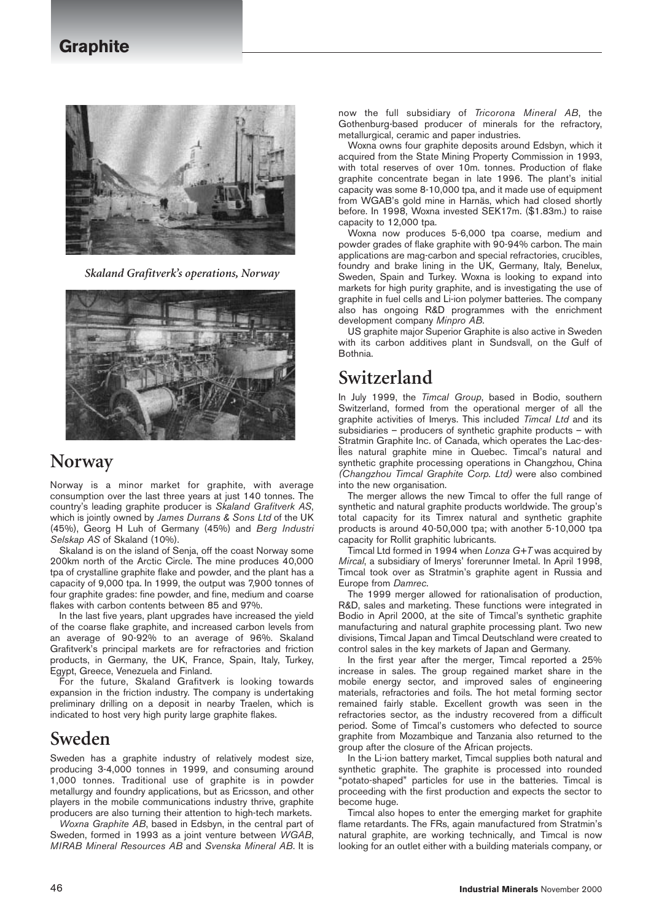*Skaland Grafitverk's operations, Norway*

## Norway

Norway is a minor market for graphite, with average consumption over the last three years at just 140 tonnes. The country's leading graphite producer is *Skaland Grafitverk AS*, which is jointly owned by *James Durrans & Sons Ltd* of the UK (45%), Georg H Luh of Germany (45%) and *Berg Industri Selskap AS* of Skaland (10%).

Skaland is on the island of Senja, off the coast Norway some 200km north of the Arctic Circle. The mine produces 40,000 tpa of crystalline graphite flake and powder, and the plant has a capacity of 9,000 tpa. In 1999, the output was 7,900 tonnes of four graphite grades: fine powder, and fine, medium and coarse flakes with carbon contents between 85 and 97%.

In the last five years, plant upgrades have increased the yield of the coarse flake graphite, and increased carbon levels from an average of 90-92% to an average of 96%. Skaland Grafitverk's principal markets are for refractories and friction products, in Germany, the UK, France, Spain, Italy, Turkey, Egypt, Greece, Venezuela and Finland.

For the future, Skaland Grafitverk is looking towards expansion in the friction industry. The company is undertaking preliminary drilling on a deposit in nearby Traelen, which is indicated to host very high purity large graphite flakes.

## Sweden

Sweden has a graphite industry of relatively modest size, producing 3-4,000 tonnes in 1999, and consuming around 1,000 tonnes. Traditional use of graphite is in powder metallurgy and foundry applications, but as Ericsson, and other players in the mobile communications industry thrive, graphite producers are also turning their attention to high-tech markets.

*Woxna Graphite AB*, based in Edsbyn, in the central part of Sweden, formed in 1993 as a joint venture between *WGAB*, *MIRAB Mineral Resources AB* and *Svenska Mineral AB*. It is now the full subsidiary of *Tricorona Mineral AB*, the Gothenburg-based producer of minerals for the refractory, metallurgical, ceramic and paper industries.

Woxna owns four graphite deposits around Edsbyn, which it acquired from the State Mining Property Commission in 1993, with total reserves of over 10m. tonnes. Production of flake graphite concentrate began in late 1996. The plant's initial capacity was some 8-10,000 tpa, and it made use of equipment from WGAB's gold mine in Harnäs, which had closed shortly before. In 1998, Woxna invested SEK17m. ($1.83m.) to raise capacity to 12,000 tpa.

Woxna now produces 5-6,000 tpa coarse, medium and powder grades of flake graphite with 90-94% carbon. The main applications are mag-carbon and special refractories, crucibles, foundry and brake lining in the UK, Germany, Italy, Benelux, Sweden, Spain and Turkey. Woxna is looking to expand into markets for high purity graphite, and is investigating the use of graphite in fuel cells and Li-ion polymer batteries. The company also has ongoing R&D programmes with the enrichment development company *Minpro AB*.

US graphite major Superior Graphite is also active in Sweden with its carbon additives plant in Sundsvall, on the Gulf of Bothnia.

## Switzerland

In July 1999, the *Timcal Group*, based in Bodio, southern Switzerland, formed from the operational merger of all the graphite activities of Imerys. This included *Timcal Ltd* and its subsidiaries – producers of synthetic graphite products – with Stratmin Graphite Inc. of Canada, which operates the Lac-des-Îles natural graphite mine in Quebec. Timcal's natural and synthetic graphite processing operations in Changzhou, China *(Changzhou Timcal Graphite Corp. Ltd)* were also combined into the new organisation.

The merger allows the new Timcal to offer the full range of synthetic and natural graphite products worldwide. The group's total capacity for its Timrex natural and synthetic graphite products is around 40-50,000 tpa; with another 5-10,000 tpa capacity for Rollit graphitic lubricants.

Timcal Ltd formed in 1994 when *Lonza G+T* was acquired by *Mircal*, a subsidiary of Imerys' forerunner Imetal. In April 1998, Timcal took over as Stratmin's graphite agent in Russia and Europe from *Damrec*.

The 1999 merger allowed for rationalisation of production, R&D, sales and marketing. These functions were integrated in Bodio in April 2000, at the site of Timcal's synthetic graphite manufacturing and natural graphite processing plant. Two new divisions, Timcal Japan and Timcal Deutschland were created to control sales in the key markets of Japan and Germany.

In the first year after the merger, Timcal reported a 25% increase in sales. The group regained market share in the mobile energy sector, and improved sales of engineering materials, refractories and foils. The hot metal forming sector remained fairly stable. Excellent growth was seen in the refractories sector, as the industry recovered from a difficult period. Some of Timcal's customers who defected to source graphite from Mozambique and Tanzania also returned to the group after the closure of the African projects.

In the Li-ion battery market, Timcal supplies both natural and synthetic graphite. The graphite is processed into rounded "potato-shaped" particles for use in the batteries. Timcal is proceeding with the first production and expects the sector to become huge.

Timcal also hopes to enter the emerging market for graphite flame retardants. The FRs, again manufactured from Stratmin's natural graphite, are working technically, and Timcal is now looking for an outlet either with a building materials company, or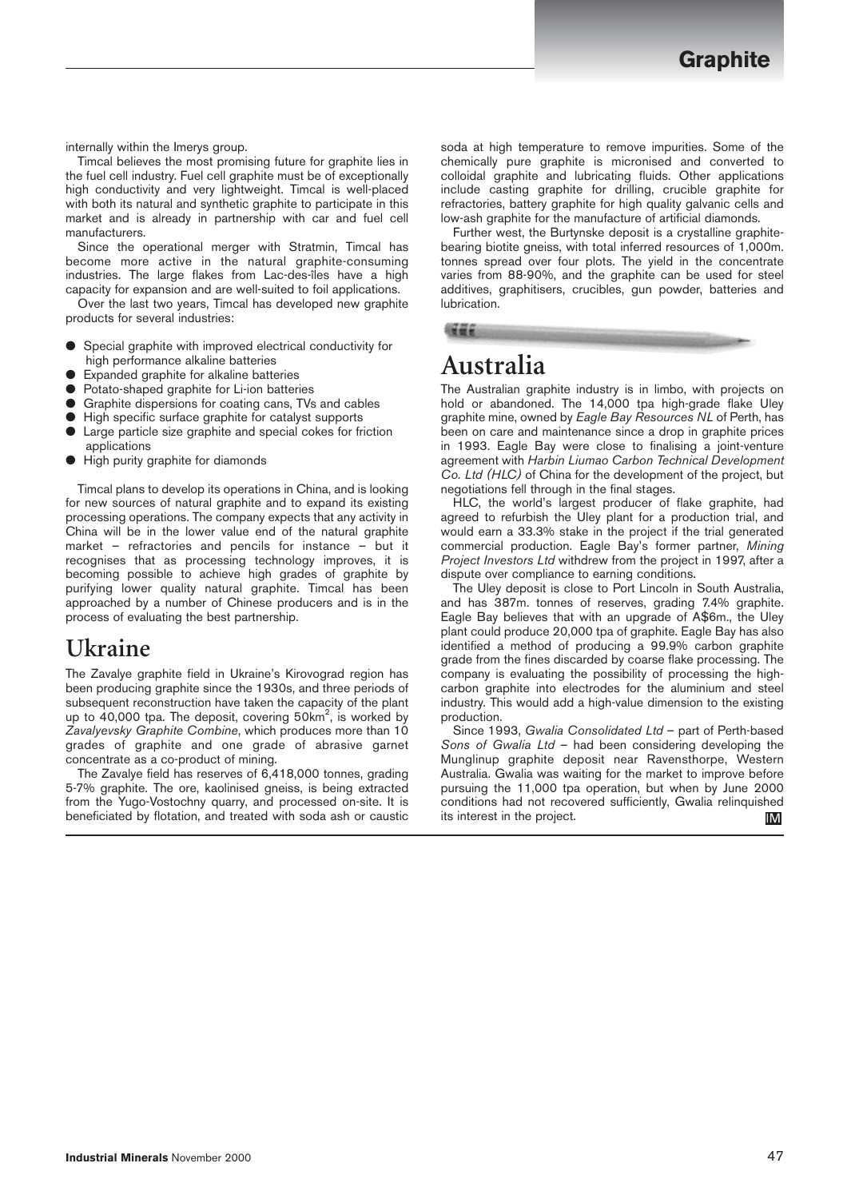internally within the Imerys group.

Timcal believes the most promising future for graphite lies in the fuel cell industry. Fuel cell graphite must be of exceptionally high conductivity and very lightweight. Timcal is well-placed with both its natural and synthetic graphite to participate in this market and is already in partnership with car and fuel cell manufacturers.

Since the operational merger with Stratmin, Timcal has become more active in the natural graphite-consuming industries. The large flakes from Lac-des-Îles have a high capacity for expansion and are well-suited to foil applications.

Over the last two years, Timcal has developed new graphite products for several industries:

- Special graphite with improved electrical conductivity for high performance alkaline batteries
- Expanded graphite for alkaline batteries
- Potato-shaped graphite for Li-ion batteries
- Graphite dispersions for coating cans, TVs and cables
- High specific surface graphite for catalyst supports
- Large particle size graphite and special cokes for friction applications
- High purity graphite for diamonds

Timcal plans to develop its operations in China, and is looking for new sources of natural graphite and to expand its existing processing operations. The company expects that any activity in China will be in the lower value end of the natural graphite market – refractories and pencils for instance – but it recognises that as processing technology improves, it is becoming possible to achieve high grades of graphite by purifying lower quality natural graphite. Timcal has been approached by a number of Chinese producers and is in the process of evaluating the best partnership.

## Ukraine

The Zavalye graphite field in Ukraine's Kirovograd region has been producing graphite since the 1930s, and three periods of subsequent reconstruction have taken the capacity of the plant up to 40,000 tpa. The deposit, covering 50km$^2$, is worked by *Zavalyevsky Graphite Combine*, which produces more than 10 grades of graphite and one grade of abrasive garnet concentrate as a co-product of mining.

The Zavalye field has reserves of 6,418,000 tonnes, grading 5-7% graphite. The ore, kaolinised gneiss, is being extracted from the Yugo-Vostochny quarry, and processed on-site. It is beneficiated by flotation, and treated with soda ash or caustic soda at high temperature to remove impurities. Some of the chemically pure graphite is micronised and converted to colloidal graphite and lubricating fluids. Other applications include casting graphite for drilling, crucible graphite for refractories, battery graphite for high quality galvanic cells and low-ash graphite for the manufacture of artificial diamonds.

Further west, the Burtynske deposit is a crystalline graphite-bearing biotite gneiss, with total inferred resources of 1,000m. tonnes spread over four plots. The yield in the concentrate varies from 88-90%, and the graphite can be used for steel additives, graphitisers, crucibles, gun powder, batteries and lubrication.

## Australia

The Australian graphite industry is in limbo, with projects on hold or abandoned. The 14,000 tpa high-grade flake Uley graphite mine, owned by *Eagle Bay Resources NL* of Perth, has been on care and maintenance since a drop in graphite prices in 1993. Eagle Bay were close to finalising a joint-venture agreement with *Harbin Liumao Carbon Technical Development Co. Ltd (HLC)* of China for the development of the project, but negotiations fell through in the final stages.

HLC, the world's largest producer of flake graphite, had agreed to refurbish the Uley plant for a production trial, and would earn a 33.3% stake in the project if the trial generated commercial production. Eagle Bay's former partner, *Mining Project Investors Ltd* withdrew from the project in 1997, after a dispute over compliance to earning conditions.

The Uley deposit is close to Port Lincoln in South Australia, and has 387m. tonnes of reserves, grading 7.4% graphite. Eagle Bay believes that with an upgrade of A$6m., the Uley plant could produce 20,000 tpa of graphite. Eagle Bay has also identified a method of producing a 99.9% carbon graphite grade from the fines discarded by coarse flake processing. The company is evaluating the possibility of processing the high-carbon graphite into electrodes for the aluminium and steel industry. This would add a high-value dimension to the existing production.

Since 1993, *Gwalia Consolidated Ltd* – part of Perth-based *Sons of Gwalia Ltd* – had been considering developing the Munglinup graphite deposit near Ravensthorpe, Western Australia. Gwalia was waiting for the market to improve before pursuing the 11,000 tpa operation, but when by June 2000 conditions had not recovered sufficiently, Gwalia relinquished its interest in the project.